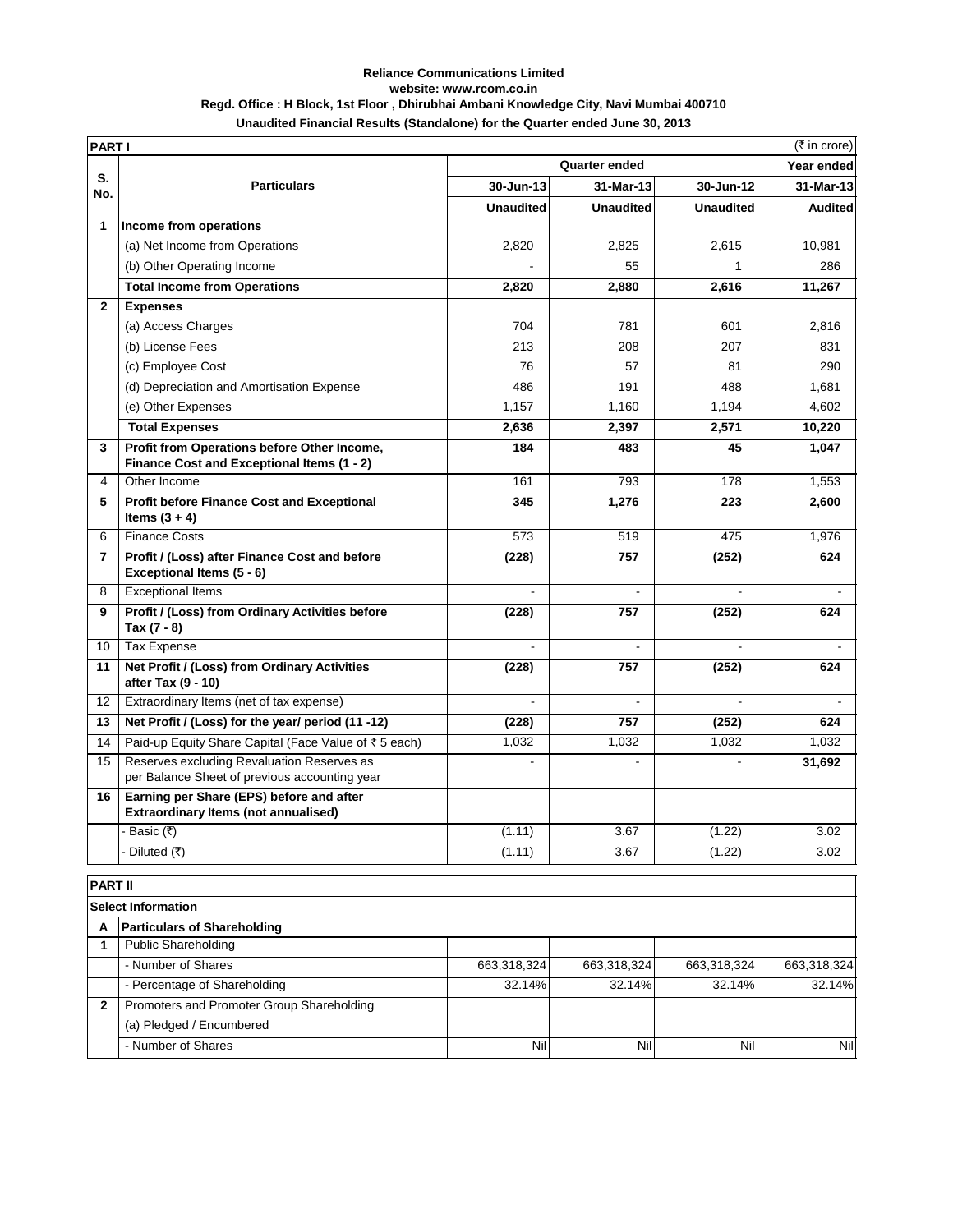**Reliance Communications Limited**
**website: www.rcom.co.in**
**Regd. Office : H Block, 1st Floor , Dhirubhai Ambani Knowledge City, Navi Mumbai 400710**
**Unaudited Financial Results (Standalone) for the Quarter ended June 30, 2013**

**PART I** (₹ in crore)

| S. No. | Particulars | Quarter ended | | | Year ended |
|---|---|---|---|---|---|
| | | 30-Jun-13 | 31-Mar-13 | 30-Jun-12 | 31-Mar-13 |
| | | Unaudited | Unaudited | Unaudited | Audited |
| **1** | **Income from operations** | | | | |
| | (a) Net Income from Operations | 2,820 | 2,825 | 2,615 | 10,981 |
| | (b) Other Operating Income | - | 55 | 1 | 286 |
| | **Total Income from Operations** | **2,820** | **2,880** | **2,616** | **11,267** |
| **2** | **Expenses** | | | | |
| | (a) Access Charges | 704 | 781 | 601 | 2,816 |
| | (b) License Fees | 213 | 208 | 207 | 831 |
| | (c) Employee Cost | 76 | 57 | 81 | 290 |
| | (d) Depreciation and Amortisation Expense | 486 | 191 | 488 | 1,681 |
| | (e) Other Expenses | 1,157 | 1,160 | 1,194 | 4,602 |
| | **Total Expenses** | **2,636** | **2,397** | **2,571** | **10,220** |
| **3** | **Profit from Operations before Other Income, Finance Cost and Exceptional Items (1 - 2)** | **184** | **483** | **45** | **1,047** |
| 4 | Other Income | 161 | 793 | 178 | 1,553 |
| **5** | **Profit before Finance Cost and Exceptional Items (3 + 4)** | **345** | **1,276** | **223** | **2,600** |
| 6 | Finance Costs | 573 | 519 | 475 | 1,976 |
| **7** | **Profit / (Loss) after Finance Cost and before Exceptional Items (5 - 6)** | **(228)** | **757** | **(252)** | **624** |
| 8 | Exceptional Items | - | - | - | - |
| **9** | **Profit / (Loss) from Ordinary Activities before Tax (7 - 8)** | **(228)** | **757** | **(252)** | **624** |
| 10 | Tax Expense | - | - | - | - |
| **11** | **Net Profit / (Loss) from Ordinary Activities after Tax (9 - 10)** | **(228)** | **757** | **(252)** | **624** |
| 12 | Extraordinary Items (net of tax expense) | - | - | - | - |
| **13** | **Net Profit / (Loss) for the year/ period (11 -12)** | **(228)** | **757** | **(252)** | **624** |
| 14 | Paid-up Equity Share Capital (Face Value of ₹ 5 each) | 1,032 | 1,032 | 1,032 | 1,032 |
| 15 | Reserves excluding Revaluation Reserves as per Balance Sheet of previous accounting year | - | - | - | **31,692** |
| **16** | **Earning per Share (EPS) before and after Extraordinary Items (not annualised)** | | | | |
| | - Basic (₹) | (1.11) | 3.67 | (1.22) | 3.02 |
| | - Diluted (₹) | (1.11) | 3.67 | (1.22) | 3.02 |

**PART II**

**Select Information**

| | | | | | |
|---|---|---|---|---|---|
| **A** | **Particulars of Shareholding** | | | | |
| **1** | Public Shareholding | | | | |
| | - Number of Shares | 663,318,324 | 663,318,324 | 663,318,324 | 663,318,324 |
| | - Percentage of Shareholding | 32.14% | 32.14% | 32.14% | 32.14% |
| **2** | Promoters and Promoter Group Shareholding | | | | |
| | (a) Pledged / Encumbered | | | | |
| | - Number of Shares | Nil | Nil | Nil | Nil |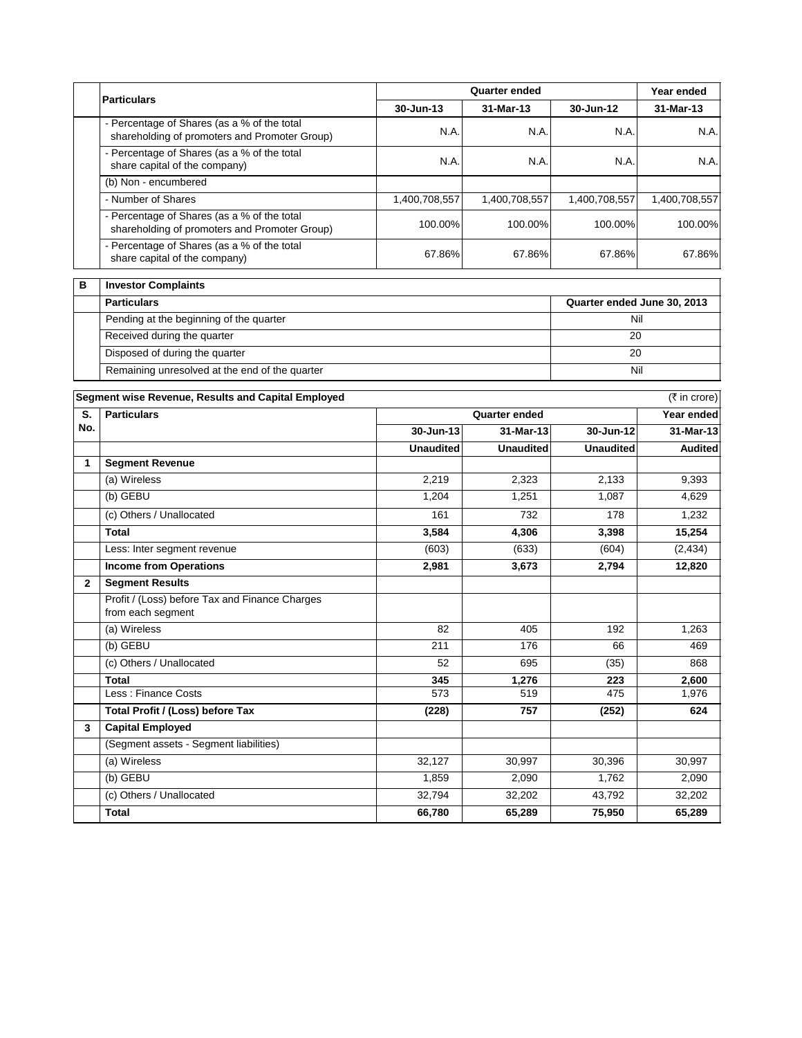| | Particulars | Quarter ended | | | Year ended |
|---|---|---|---|---|---|
| | | 30-Jun-13 | 31-Mar-13 | 30-Jun-12 | 31-Mar-13 |
| | - Percentage of Shares (as a % of the total shareholding of promoters and Promoter Group) | N.A. | N.A. | N.A. | N.A. |
| | - Percentage of Shares (as a % of the total share capital of the company) | N.A. | N.A. | N.A. | N.A. |
| | (b) Non - encumbered | | | | |
| | - Number of Shares | 1,400,708,557 | 1,400,708,557 | 1,400,708,557 | 1,400,708,557 |
| | - Percentage of Shares (as a % of the total shareholding of promoters and Promoter Group) | 100.00% | 100.00% | 100.00% | 100.00% |
| | - Percentage of Shares (as a % of the total share capital of the company) | 67.86% | 67.86% | 67.86% | 67.86% |

| B | Investor Complaints | |
|---|---|---|
| | **Particulars** | **Quarter ended June 30, 2013** |
| | Pending at the beginning of the quarter | Nil |
| | Received during the quarter | 20 |
| | Disposed of during the quarter | 20 |
| | Remaining unresolved at the end of the quarter | Nil |

**Segment wise Revenue, Results and Capital Employed** (₹ in crore)

| S. No. | Particulars | Quarter ended | | | Year ended |
|---|---|---|---|---|---|
| | | 30-Jun-13 | 31-Mar-13 | 30-Jun-12 | 31-Mar-13 |
| | | Unaudited | Unaudited | Unaudited | Audited |
| 1 | **Segment Revenue** | | | | |
| | (a) Wireless | 2,219 | 2,323 | 2,133 | 9,393 |
| | (b) GEBU | 1,204 | 1,251 | 1,087 | 4,629 |
| | (c) Others / Unallocated | 161 | 732 | 178 | 1,232 |
| | **Total** | **3,584** | **4,306** | **3,398** | **15,254** |
| | Less: Inter segment revenue | (603) | (633) | (604) | (2,434) |
| | **Income from Operations** | **2,981** | **3,673** | **2,794** | **12,820** |
| 2 | **Segment Results** | | | | |
| | Profit / (Loss) before Tax and Finance Charges from each segment | | | | |
| | (a) Wireless | 82 | 405 | 192 | 1,263 |
| | (b) GEBU | 211 | 176 | 66 | 469 |
| | (c) Others / Unallocated | 52 | 695 | (35) | 868 |
| | **Total** | **345** | **1,276** | **223** | **2,600** |
| | Less : Finance Costs | 573 | 519 | 475 | 1,976 |
| | **Total Profit / (Loss) before Tax** | **(228)** | **757** | **(252)** | **624** |
| 3 | **Capital Employed** | | | | |
| | (Segment assets - Segment liabilities) | | | | |
| | (a) Wireless | 32,127 | 30,997 | 30,396 | 30,997 |
| | (b) GEBU | 1,859 | 2,090 | 1,762 | 2,090 |
| | (c) Others / Unallocated | 32,794 | 32,202 | 43,792 | 32,202 |
| | **Total** | **66,780** | **65,289** | **75,950** | **65,289** |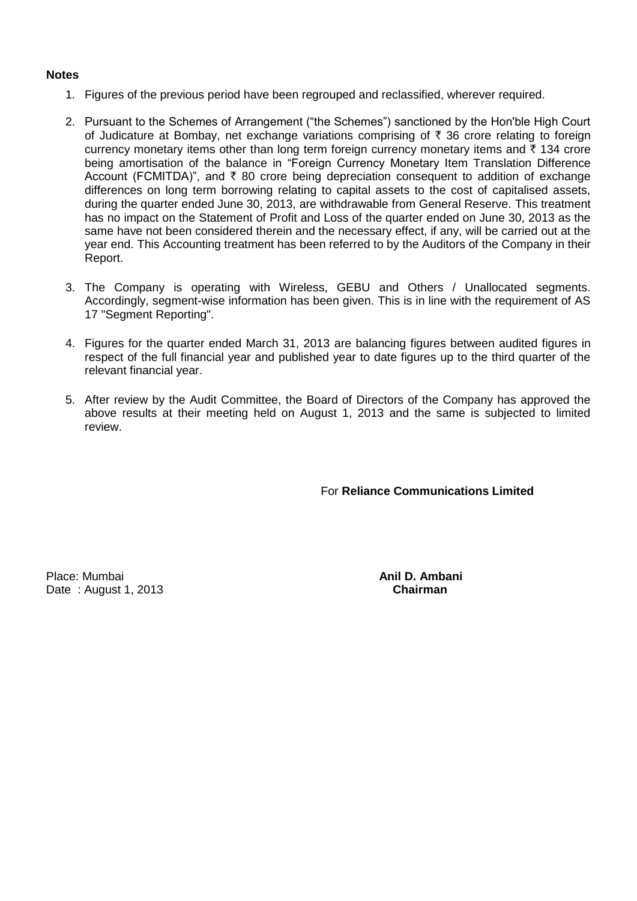**Notes**

1. Figures of the previous period have been regrouped and reclassified, wherever required.

2. Pursuant to the Schemes of Arrangement ("the Schemes") sanctioned by the Hon'ble High Court of Judicature at Bombay, net exchange variations comprising of ₹ 36 crore relating to foreign currency monetary items other than long term foreign currency monetary items and ₹ 134 crore being amortisation of the balance in "Foreign Currency Monetary Item Translation Difference Account (FCMITDA)", and ₹ 80 crore being depreciation consequent to addition of exchange differences on long term borrowing relating to capital assets to the cost of capitalised assets, during the quarter ended June 30, 2013, are withdrawable from General Reserve. This treatment has no impact on the Statement of Profit and Loss of the quarter ended on June 30, 2013 as the same have not been considered therein and the necessary effect, if any, will be carried out at the year end. This Accounting treatment has been referred to by the Auditors of the Company in their Report.

3. The Company is operating with Wireless, GEBU and Others / Unallocated segments. Accordingly, segment-wise information has been given. This is in line with the requirement of AS 17 "Segment Reporting".

4. Figures for the quarter ended March 31, 2013 are balancing figures between audited figures in respect of the full financial year and published year to date figures up to the third quarter of the relevant financial year.

5. After review by the Audit Committee, the Board of Directors of the Company has approved the above results at their meeting held on August 1, 2013 and the same is subjected to limited review.

For **Reliance Communications Limited**

Place: Mumbai
Date : August 1, 2013

**Anil D. Ambani**
**Chairman**